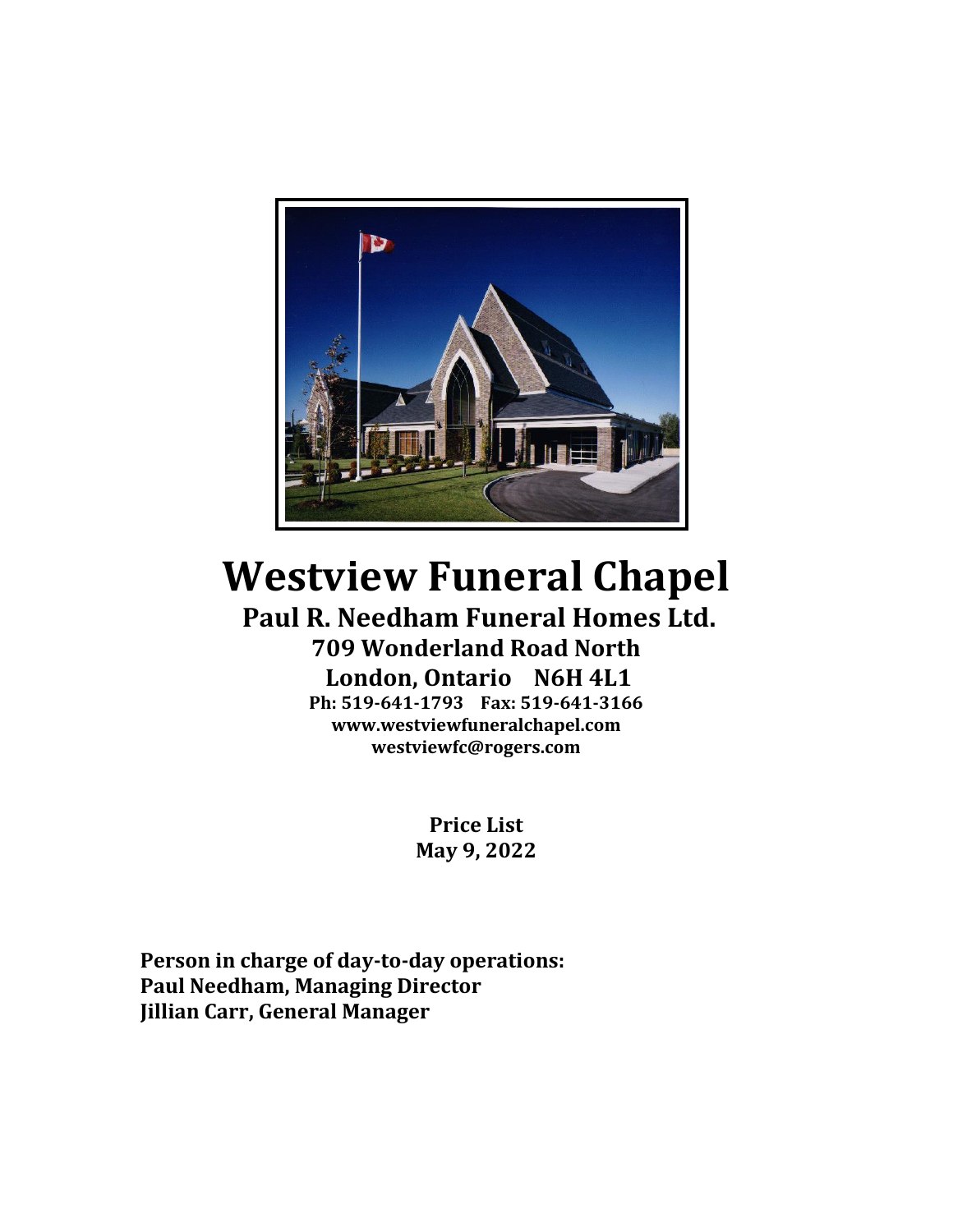# Westview Funeral Chapel

## Paul R. Needham Funeral Homes Ltd.

### 709 Wonderland Road North

### London, Ontario N6H 4L1

**Ph: 519-641-1793 Fax: 519-641-3166**
**www.westviewfuneralchapel.com**
**westviewfc@rogers.com**

**Price List**
**May 9, 2022**

**Person in charge of day-to-day operations:**
**Paul Needham, Managing Director**
**Jillian Carr, General Manager**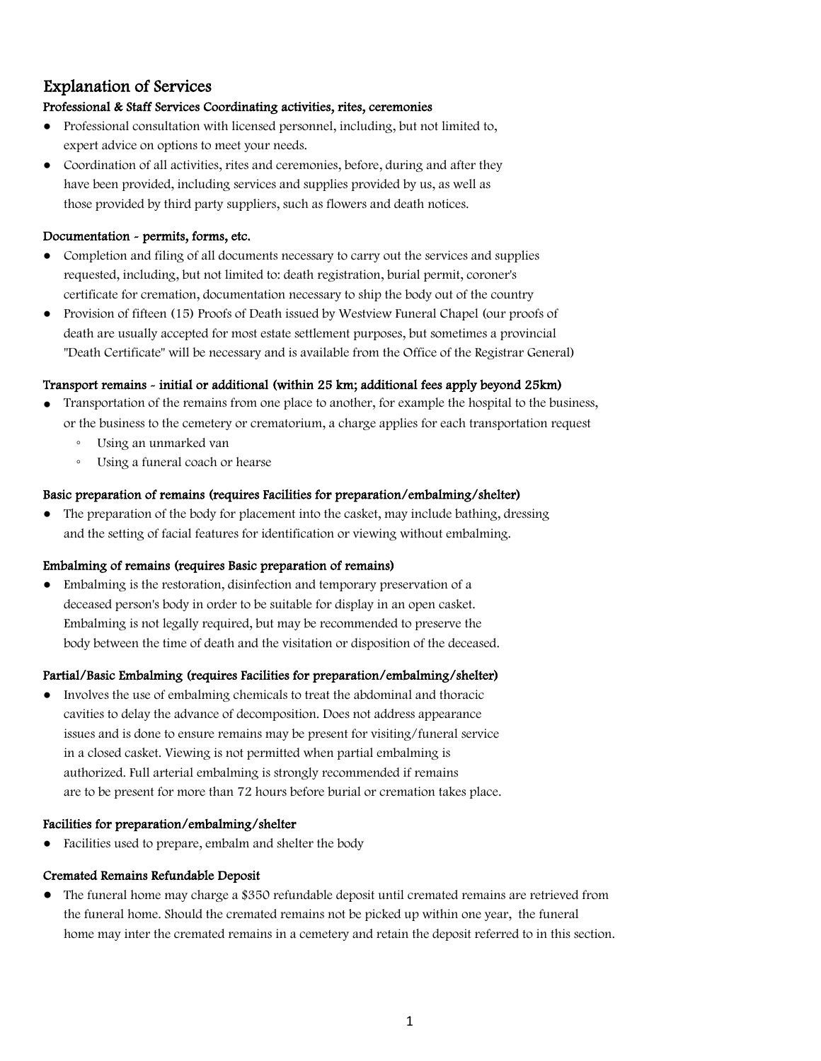## Explanation of Services

### Professional & Staff Services Coordinating activities, rites, ceremonies

- Professional consultation with licensed personnel, including, but not limited to, expert advice on options to meet your needs.
- Coordination of all activities, rites and ceremonies, before, during and after they have been provided, including services and supplies provided by us, as well as those provided by third party suppliers, such as flowers and death notices.

### Documentation - permits, forms, etc.

- Completion and filing of all documents necessary to carry out the services and supplies requested, including, but not limited to: death registration, burial permit, coroner's certificate for cremation, documentation necessary to ship the body out of the country
- Provision of fifteen (15) Proofs of Death issued by Westview Funeral Chapel (our proofs of death are usually accepted for most estate settlement purposes, but sometimes a provincial "Death Certificate" will be necessary and is available from the Office of the Registrar General)

### Transport remains - initial or additional (within 25 km; additional fees apply beyond 25km)

- Transportation of the remains from one place to another, for example the hospital to the business, or the business to the cemetery or crematorium, a charge applies for each transportation request
  - Using an unmarked van
  - Using a funeral coach or hearse

### Basic preparation of remains (requires Facilities for preparation/embalming/shelter)

- The preparation of the body for placement into the casket, may include bathing, dressing and the setting of facial features for identification or viewing without embalming.

### Embalming of remains (requires Basic preparation of remains)

- Embalming is the restoration, disinfection and temporary preservation of a deceased person's body in order to be suitable for display in an open casket. Embalming is not legally required, but may be recommended to preserve the body between the time of death and the visitation or disposition of the deceased.

### Partial/Basic Embalming (requires Facilities for preparation/embalming/shelter)

- Involves the use of embalming chemicals to treat the abdominal and thoracic cavities to delay the advance of decomposition. Does not address appearance issues and is done to ensure remains may be present for visiting/funeral service in a closed casket. Viewing is not permitted when partial embalming is authorized. Full arterial embalming is strongly recommended if remains are to be present for more than 72 hours before burial or cremation takes place.

### Facilities for preparation/embalming/shelter

- Facilities used to prepare, embalm and shelter the body

### Cremated Remains Refundable Deposit

- The funeral home may charge a $350 refundable deposit until cremated remains are retrieved from the funeral home. Should the cremated remains not be picked up within one year, the funeral home may inter the cremated remains in a cemetery and retain the deposit referred to in this section.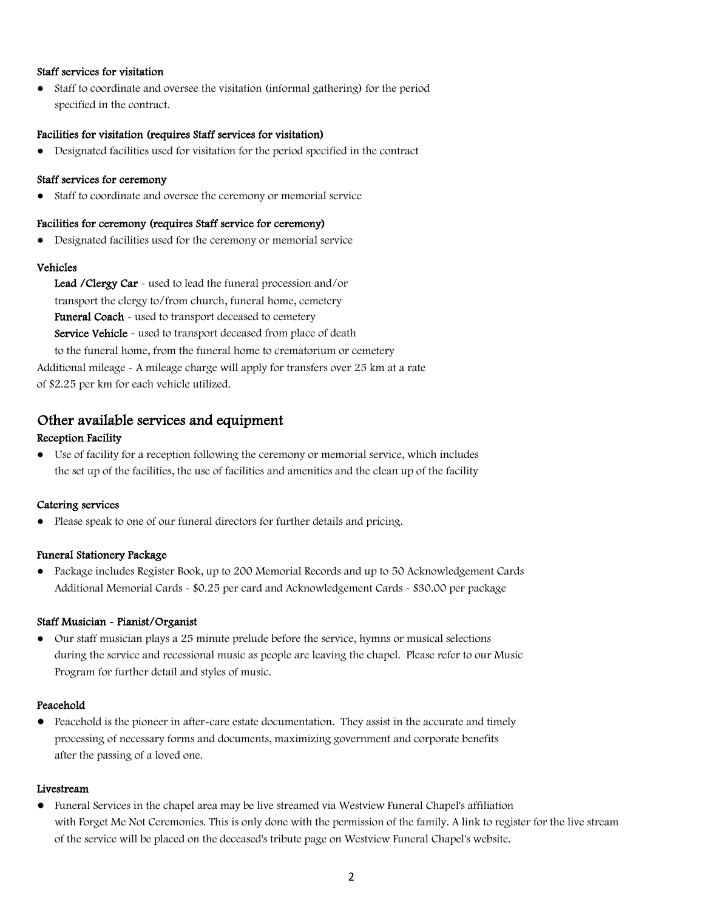**Staff services for visitation**

- Staff to coordinate and oversee the visitation (informal gathering) for the period specified in the contract.

**Facilities for visitation (requires Staff services for visitation)**

- Designated facilities used for visitation for the period specified in the contract

**Staff services for ceremony**

- Staff to coordinate and oversee the ceremony or memorial service

**Facilities for ceremony (requires Staff service for ceremony)**

- Designated facilities used for the ceremony or memorial service

**Vehicles**

**Lead /Clergy Car** - used to lead the funeral procession and/or transport the clergy to/from church, funeral home, cemetery

**Funeral Coach** - used to transport deceased to cemetery

**Service Vehicle** - used to transport deceased from place of death to the funeral home, from the funeral home to crematorium or cemetery

Additional mileage - A mileage charge will apply for transfers over 25 km at a rate of $2.25 per km for each vehicle utilized.

## Other available services and equipment

**Reception Facility**

- Use of facility for a reception following the ceremony or memorial service, which includes the set up of the facilities, the use of facilities and amenities and the clean up of the facility

**Catering services**

- Please speak to one of our funeral directors for further details and pricing.

**Funeral Stationery Package**

- Package includes Register Book, up to 200 Memorial Records and up to 50 Acknowledgement Cards Additional Memorial Cards - $0.25 per card and Acknowledgement Cards - $30.00 per package

**Staff Musician - Pianist/Organist**

- Our staff musician plays a 25 minute prelude before the service, hymns or musical selections during the service and recessional music as people are leaving the chapel. Please refer to our Music Program for further detail and styles of music.

**Peacehold**

- Peacehold is the pioneer in after-care estate documentation. They assist in the accurate and timely processing of necessary forms and documents, maximizing government and corporate benefits after the passing of a loved one.

**Livestream**

- Funeral Services in the chapel area may be live streamed via Westview Funeral Chapel's affiliation with Forget Me Not Ceremonies. This is only done with the permission of the family. A link to register for the live stream of the service will be placed on the deceased's tribute page on Westview Funeral Chapel's website.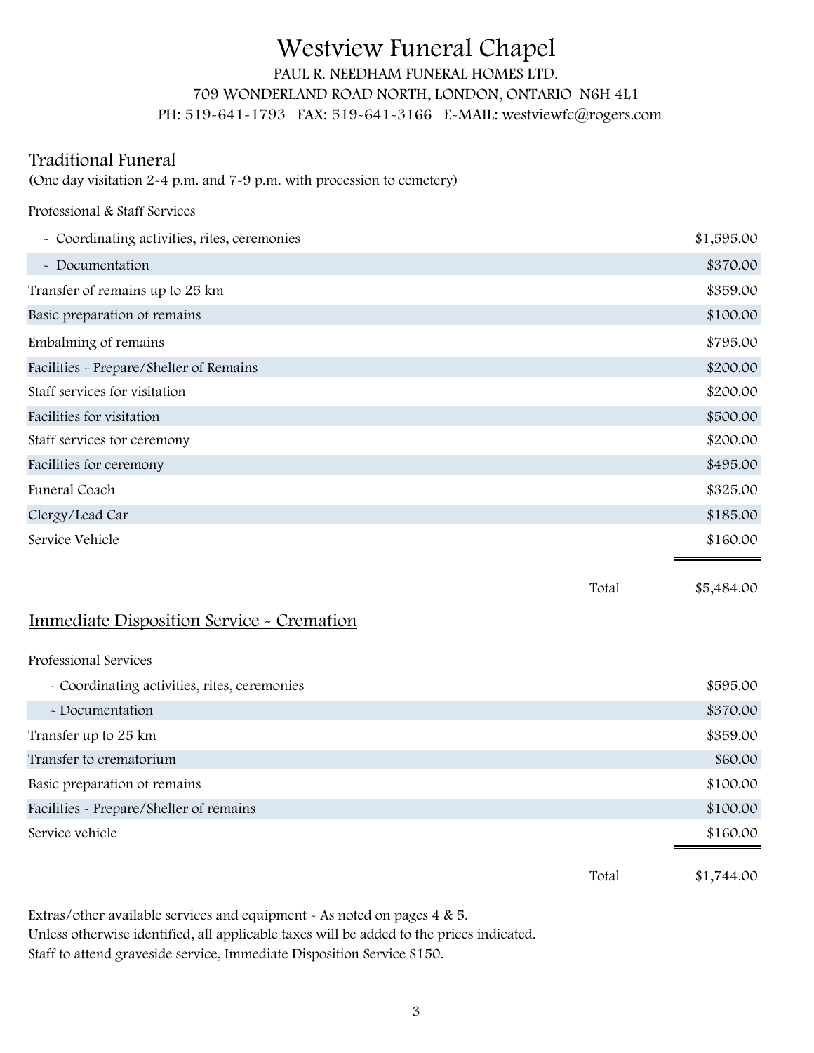# Westview Funeral Chapel

PAUL R. NEEDHAM FUNERAL HOMES LTD.
709 WONDERLAND ROAD NORTH, LONDON, ONTARIO N6H 4L1
PH: 519-641-1793 FAX: 519-641-3166 E-MAIL: westviewfc@rogers.com

## Traditional Funeral

(One day visitation 2-4 p.m. and 7-9 p.m. with procession to cemetery)

| Service | Price |
|---|---|
| Professional & Staff Services | |
| - Coordinating activities, rites, ceremonies | $1,595.00 |
| - Documentation | $370.00 |
| Transfer of remains up to 25 km | $359.00 |
| Basic preparation of remains | $100.00 |
| Embalming of remains | $795.00 |
| Facilities - Prepare/Shelter of Remains | $200.00 |
| Staff services for visitation | $200.00 |
| Facilities for visitation | $500.00 |
| Staff services for ceremony | $200.00 |
| Facilities for ceremony | $495.00 |
| Funeral Coach | $325.00 |
| Clergy/Lead Car | $185.00 |
| Service Vehicle | $160.00 |
| Total | $5,484.00 |

## Immediate Disposition Service - Cremation

| Service | Price |
|---|---|
| Professional Services | |
| - Coordinating activities, rites, ceremonies | $595.00 |
| - Documentation | $370.00 |
| Transfer up to 25 km | $359.00 |
| Transfer to crematorium | $60.00 |
| Basic preparation of remains | $100.00 |
| Facilities - Prepare/Shelter of remains | $100.00 |
| Service vehicle | $160.00 |
| Total | $1,744.00 |

Extras/other available services and equipment - As noted on pages 4 & 5.
Unless otherwise identified, all applicable taxes will be added to the prices indicated.
Staff to attend graveside service, Immediate Disposition Service $150.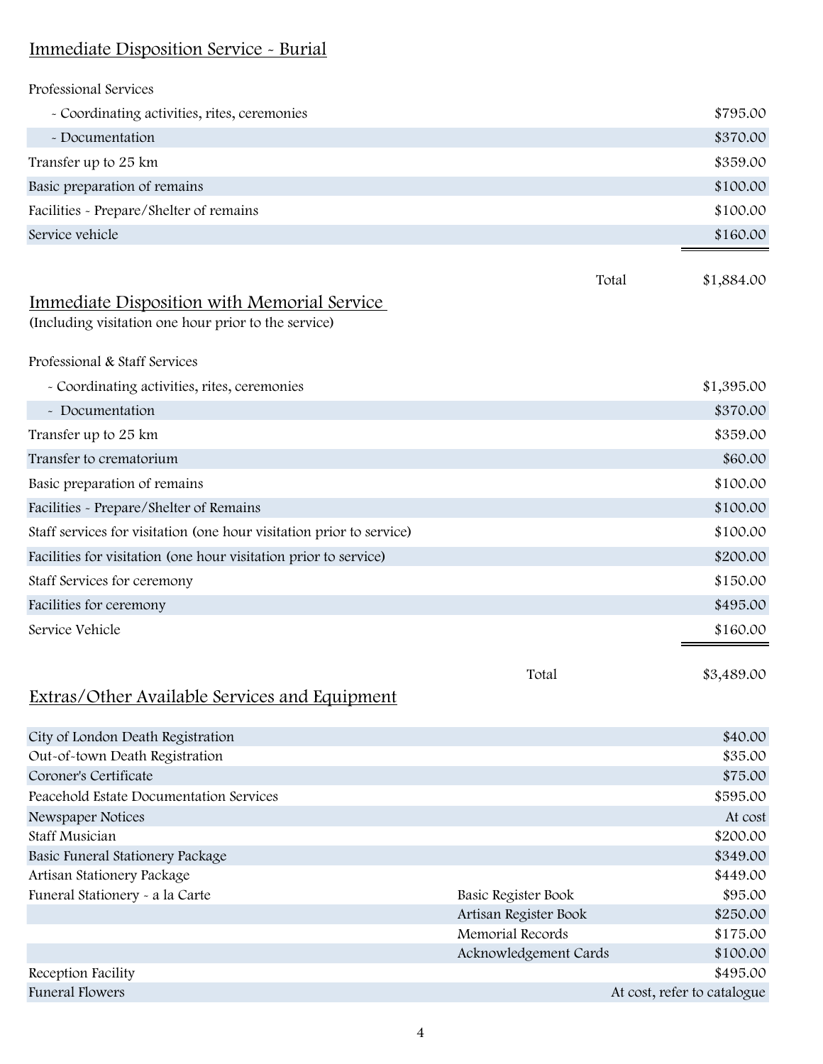## Immediate Disposition Service - Burial

| Professional Services | |
|---|---|
| - Coordinating activities, rites, ceremonies | $795.00 |
| - Documentation | $370.00 |
| Transfer up to 25 km | $359.00 |
| Basic preparation of remains | $100.00 |
| Facilities - Prepare/Shelter of remains | $100.00 |
| Service vehicle | $160.00 |
| **Total** | **$1,884.00** |

## Immediate Disposition with Memorial Service

(Including visitation one hour prior to the service)

| Professional & Staff Services | |
|---|---|
| - Coordinating activities, rites, ceremonies | $1,395.00 |
| - Documentation | $370.00 |
| Transfer up to 25 km | $359.00 |
| Transfer to crematorium | $60.00 |
| Basic preparation of remains | $100.00 |
| Facilities - Prepare/Shelter of Remains | $100.00 |
| Staff services for visitation (one hour visitation prior to service) | $100.00 |
| Facilities for visitation (one hour visitation prior to service) | $200.00 |
| Staff Services for ceremony | $150.00 |
| Facilities for ceremony | $495.00 |
| Service Vehicle | $160.00 |
| **Total** | **$3,489.00** |

## Extras/Other Available Services and Equipment

| Item | | Price |
|---|---|---|
| City of London Death Registration | | $40.00 |
| Out-of-town Death Registration | | $35.00 |
| Coroner's Certificate | | $75.00 |
| Peacehold Estate Documentation Services | | $595.00 |
| Newspaper Notices | | At cost |
| Staff Musician | | $200.00 |
| Basic Funeral Stationery Package | | $349.00 |
| Artisan Stationery Package | | $449.00 |
| Funeral Stationery - a la Carte | Basic Register Book | $95.00 |
| | Artisan Register Book | $250.00 |
| | Memorial Records | $175.00 |
| | Acknowledgement Cards | $100.00 |
| Reception Facility | | $495.00 |
| Funeral Flowers | | At cost, refer to catalogue |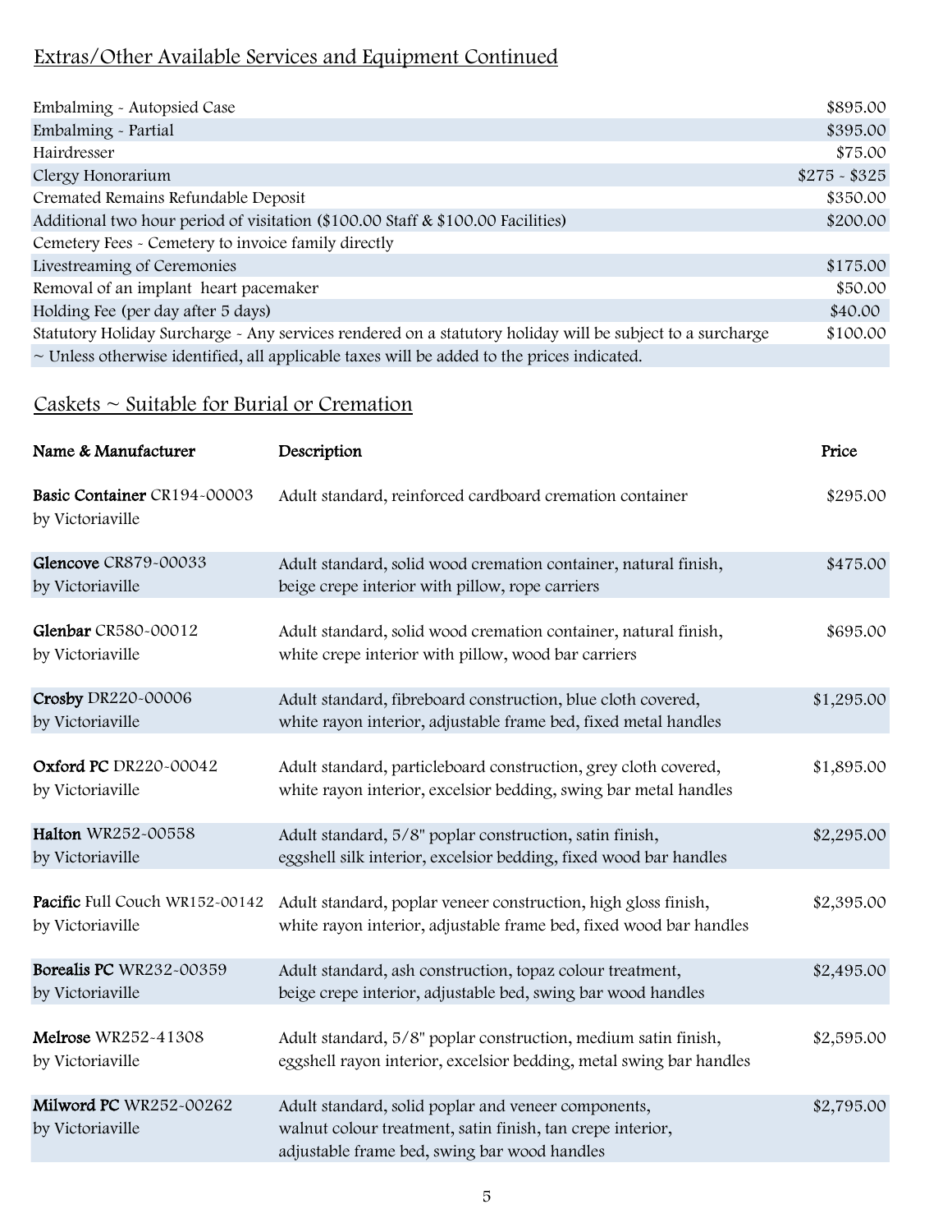## Extras/Other Available Services and Equipment Continued

| | |
|---|---|
| Embalming - Autopsied Case | $895.00 |
| Embalming - Partial | $395.00 |
| Hairdresser | $75.00 |
| Clergy Honorarium | $275 - $325 |
| Cremated Remains Refundable Deposit | $350.00 |
| Additional two hour period of visitation ($100.00 Staff & $100.00 Facilities) | $200.00 |
| Cemetery Fees - Cemetery to invoice family directly | |
| Livestreaming of Ceremonies | $175.00 |
| Removal of an implant heart pacemaker | $50.00 |
| Holding Fee (per day after 5 days) | $40.00 |
| Statutory Holiday Surcharge - Any services rendered on a statutory holiday will be subject to a surcharge | $100.00 |
| ~ Unless otherwise identified, all applicable taxes will be added to the prices indicated. | |

## Caskets ~ Suitable for Burial or Cremation

| Name & Manufacturer | Description | Price |
|---|---|---|
| **Basic Container** CR194-00003 by Victoriaville | Adult standard, reinforced cardboard cremation container | $295.00 |
| **Glencove** CR879-00033 by Victoriaville | Adult standard, solid wood cremation container, natural finish, beige crepe interior with pillow, rope carriers | $475.00 |
| **Glenbar** CR580-00012 by Victoriaville | Adult standard, solid wood cremation container, natural finish, white crepe interior with pillow, wood bar carriers | $695.00 |
| **Crosby** DR220-00006 by Victoriaville | Adult standard, fibreboard construction, blue cloth covered, white rayon interior, adjustable frame bed, fixed metal handles | $1,295.00 |
| **Oxford PC** DR220-00042 by Victoriaville | Adult standard, particleboard construction, grey cloth covered, white rayon interior, excelsior bedding, swing bar metal handles | $1,895.00 |
| **Halton** WR252-00558 by Victoriaville | Adult standard, 5/8" poplar construction, satin finish, eggshell silk interior, excelsior bedding, fixed wood bar handles | $2,295.00 |
| **Pacific** Full Couch WR152-00142 by Victoriaville | Adult standard, poplar veneer construction, high gloss finish, white rayon interior, adjustable frame bed, fixed wood bar handles | $2,395.00 |
| **Borealis PC** WR232-00359 by Victoriaville | Adult standard, ash construction, topaz colour treatment, beige crepe interior, adjustable bed, swing bar wood handles | $2,495.00 |
| **Melrose** WR252-41308 by Victoriaville | Adult standard, 5/8" poplar construction, medium satin finish, eggshell rayon interior, excelsior bedding, metal swing bar handles | $2,595.00 |
| **Milword PC** WR252-00262 by Victoriaville | Adult standard, solid poplar and veneer components, walnut colour treatment, satin finish, tan crepe interior, adjustable frame bed, swing bar wood handles | $2,795.00 |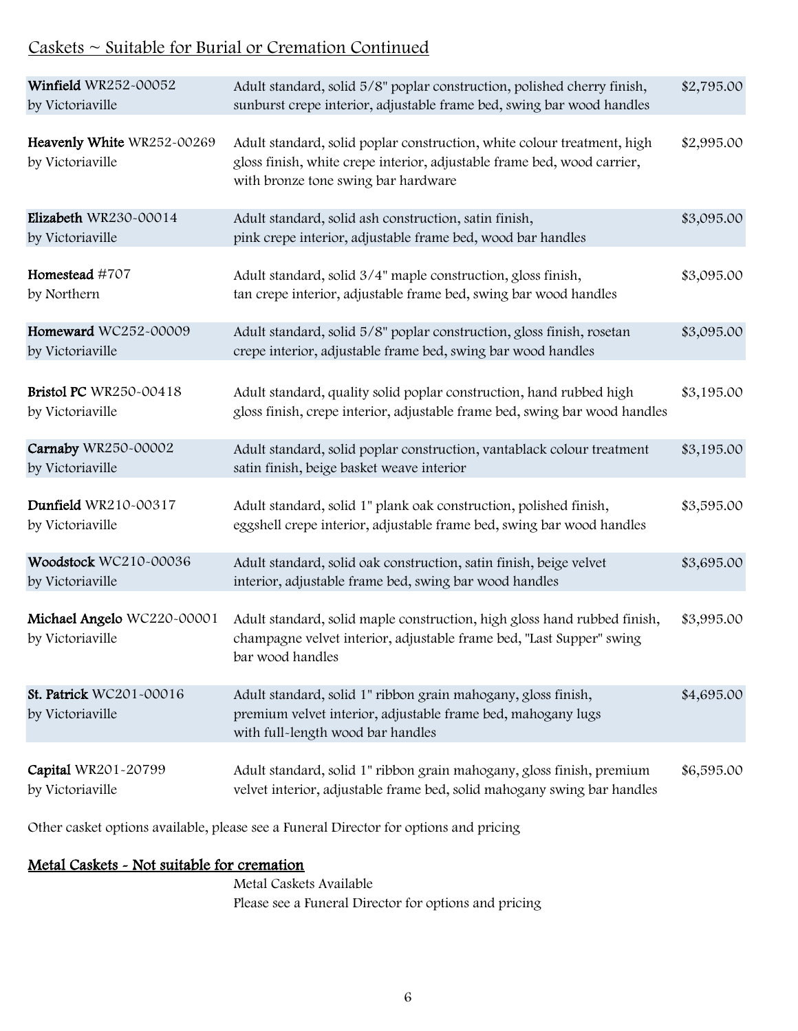## Caskets ~ Suitable for Burial or Cremation Continued

| Casket | Description | Price |
|---|---|---|
| **Winfield** WR252-00052 by Victoriaville | Adult standard, solid 5/8" poplar construction, polished cherry finish, sunburst crepe interior, adjustable frame bed, swing bar wood handles | $2,795.00 |
| **Heavenly White** WR252-00269 by Victoriaville | Adult standard, solid poplar construction, white colour treatment, high gloss finish, white crepe interior, adjustable frame bed, wood carrier, with bronze tone swing bar hardware | $2,995.00 |
| **Elizabeth** WR230-00014 by Victoriaville | Adult standard, solid ash construction, satin finish, pink crepe interior, adjustable frame bed, wood bar handles | $3,095.00 |
| **Homestead** #707 by Northern | Adult standard, solid 3/4" maple construction, gloss finish, tan crepe interior, adjustable frame bed, swing bar wood handles | $3,095.00 |
| **Homeward** WC252-00009 by Victoriaville | Adult standard, solid 5/8" poplar construction, gloss finish, rosetan crepe interior, adjustable frame bed, swing bar wood handles | $3,095.00 |
| **Bristol PC** WR250-00418 by Victoriaville | Adult standard, quality solid poplar construction, hand rubbed high gloss finish, crepe interior, adjustable frame bed, swing bar wood handles | $3,195.00 |
| **Carnaby** WR250-00002 by Victoriaville | Adult standard, solid poplar construction, vantablack colour treatment satin finish, beige basket weave interior | $3,195.00 |
| **Dunfield** WR210-00317 by Victoriaville | Adult standard, solid 1" plank oak construction, polished finish, eggshell crepe interior, adjustable frame bed, swing bar wood handles | $3,595.00 |
| **Woodstock** WC210-00036 by Victoriaville | Adult standard, solid oak construction, satin finish, beige velvet interior, adjustable frame bed, swing bar wood handles | $3,695.00 |
| **Michael Angelo** WC220-00001 by Victoriaville | Adult standard, solid maple construction, high gloss hand rubbed finish, champagne velvet interior, adjustable frame bed, "Last Supper" swing bar wood handles | $3,995.00 |
| **St. Patrick** WC201-00016 by Victoriaville | Adult standard, solid 1" ribbon grain mahogany, gloss finish, premium velvet interior, adjustable frame bed, mahogany lugs with full-length wood bar handles | $4,695.00 |
| **Capital** WR201-20799 by Victoriaville | Adult standard, solid 1" ribbon grain mahogany, gloss finish, premium velvet interior, adjustable frame bed, solid mahogany swing bar handles | $6,595.00 |

Other casket options available, please see a Funeral Director for options and pricing

## Metal Caskets - Not suitable for cremation

Metal Caskets Available
Please see a Funeral Director for options and pricing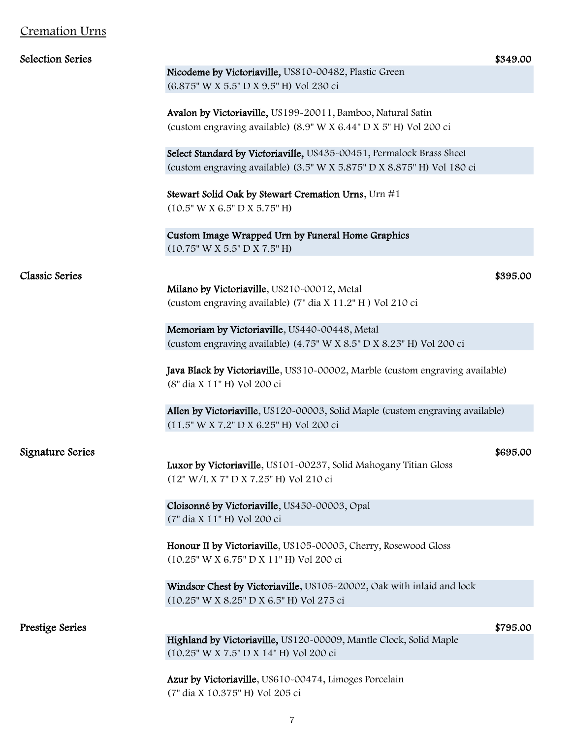## Cremation Urns

### Selection Series — $349.00

**Nicodeme by Victoriaville,** US810-00482, Plastic Green
(6.875" W X 5.5" D X 9.5" H) Vol 230 ci

**Avalon by Victoriaville,** US199-20011, Bamboo, Natural Satin
(custom engraving available) (8.9" W X 6.44" D X 5" H) Vol 200 ci

**Select Standard by Victoriaville,** US435-00451, Permalock Brass Sheet
(custom engraving available) (3.5" W X 5.875" D X 8.875" H) Vol 180 ci

**Stewart Solid Oak by Stewart Cremation Urns**, Urn #1
(10.5" W X 6.5" D X 5.75" H)

**Custom Image Wrapped Urn by Funeral Home Graphics**
(10.75" W X 5.5" D X 7.5" H)

### Classic Series — $395.00

**Milano by Victoriaville**, US210-00012, Metal
(custom engraving available) (7" dia X 11.2" H ) Vol 210 ci

**Memoriam by Victoriaville**, US440-00448, Metal
(custom engraving available) (4.75" W X 8.5" D X 8.25" H) Vol 200 ci

**Java Black by Victoriaville**, US310-00002, Marble (custom engraving available)
(8" dia X 11" H) Vol 200 ci

**Allen by Victoriaville**, US120-00003, Solid Maple (custom engraving available)
(11.5" W X 7.2" D X 6.25" H) Vol 200 ci

### Signature Series — $695.00

**Luxor by Victoriaville**, US101-00237, Solid Mahogany Titian Gloss
(12" W/L X 7" D X 7.25" H) Vol 210 ci

**Cloisonné by Victoriaville**, US450-00003, Opal
(7" dia X 11" H) Vol 200 ci

**Honour II by Victoriaville**, US105-00005, Cherry, Rosewood Gloss
(10.25" W X 6.75" D X 11" H) Vol 200 ci

**Windsor Chest by Victoriaville**, US105-20002, Oak with inlaid and lock
(10.25" W X 8.25" D X 6.5" H) Vol 275 ci

### Prestige Series — $795.00

**Highland by Victoriaville,** US120-00009, Mantle Clock, Solid Maple
(10.25" W X 7.5" D X 14" H) Vol 200 ci

**Azur by Victoriaville**, US610-00474, Limoges Porcelain
(7" dia X 10.375" H) Vol 205 ci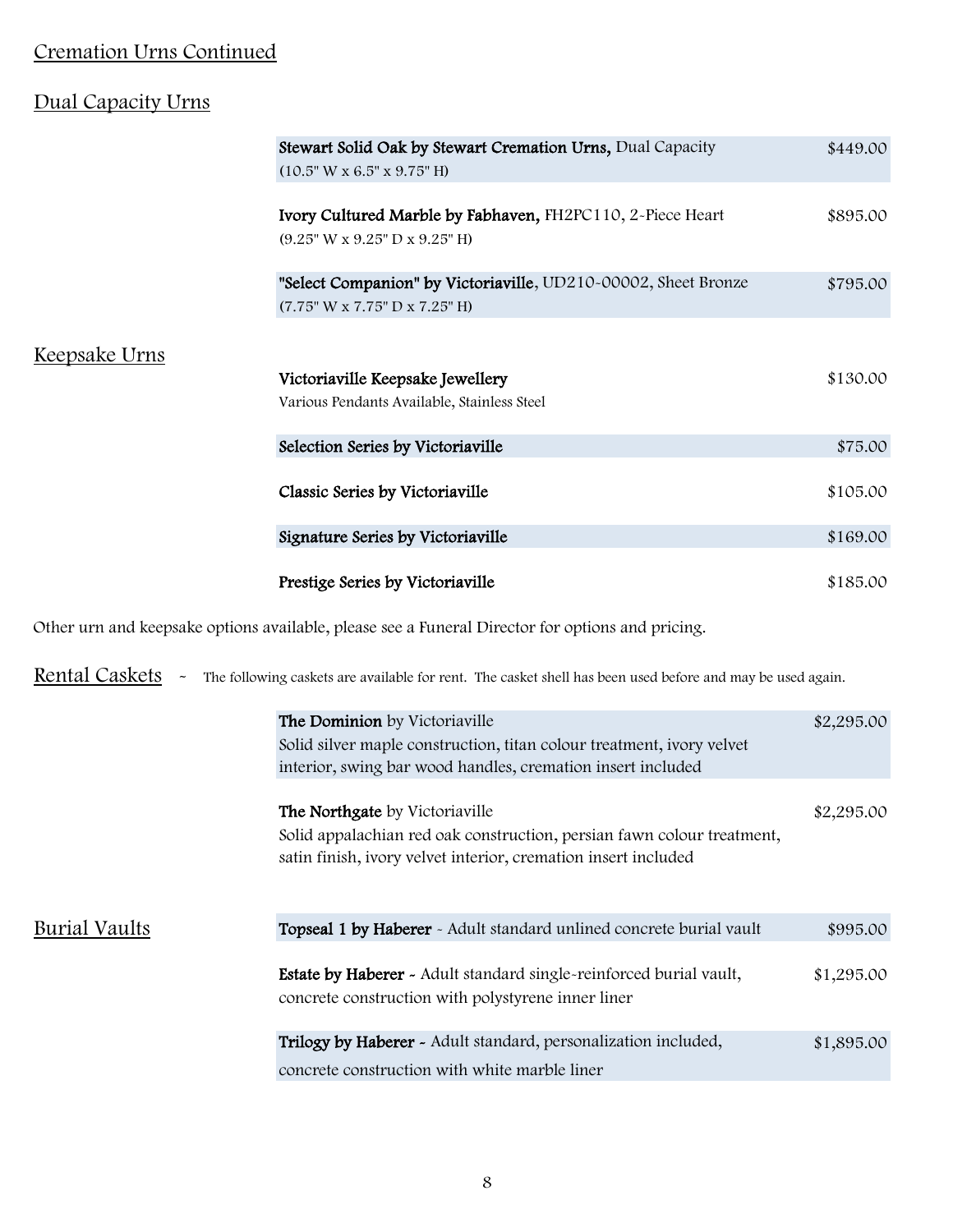## Cremation Urns Continued

### Dual Capacity Urns

| Item | Price |
|---|---|
| **Stewart Solid Oak by Stewart Cremation Urns,** Dual Capacity (10.5" W x 6.5" x 9.75" H) | $449.00 |
| **Ivory Cultured Marble by Fabhaven,** FH2PC110, 2-Piece Heart (9.25" W x 9.25" D x 9.25" H) | $895.00 |
| **"Select Companion" by Victoriaville**, UD210-00002, Sheet Bronze (7.75" W x 7.75" D x 7.25" H) | $795.00 |

### Keepsake Urns

| Item | Price |
|---|---|
| **Victoriaville Keepsake Jewellery** Various Pendants Available, Stainless Steel | $130.00 |
| **Selection Series by Victoriaville** | $75.00 |
| **Classic Series by Victoriaville** | $105.00 |
| **Signature Series by Victoriaville** | $169.00 |
| **Prestige Series by Victoriaville** | $185.00 |

Other urn and keepsake options available, please see a Funeral Director for options and pricing.

## Rental Caskets

~ The following caskets are available for rent. The casket shell has been used before and may be used again.

| Item | Price |
|---|---|
| **The Dominion** by Victoriaville Solid silver maple construction, titan colour treatment, ivory velvet interior, swing bar wood handles, cremation insert included | $2,295.00 |
| **The Northgate** by Victoriaville Solid appalachian red oak construction, persian fawn colour treatment, satin finish, ivory velvet interior, cremation insert included | $2,295.00 |

## Burial Vaults

| Item | Price |
|---|---|
| **Topseal 1 by Haberer** - Adult standard unlined concrete burial vault | $995.00 |
| **Estate by Haberer** - Adult standard single-reinforced burial vault, concrete construction with polystyrene inner liner | $1,295.00 |
| **Trilogy by Haberer** - Adult standard, personalization included, concrete construction with white marble liner | $1,895.00 |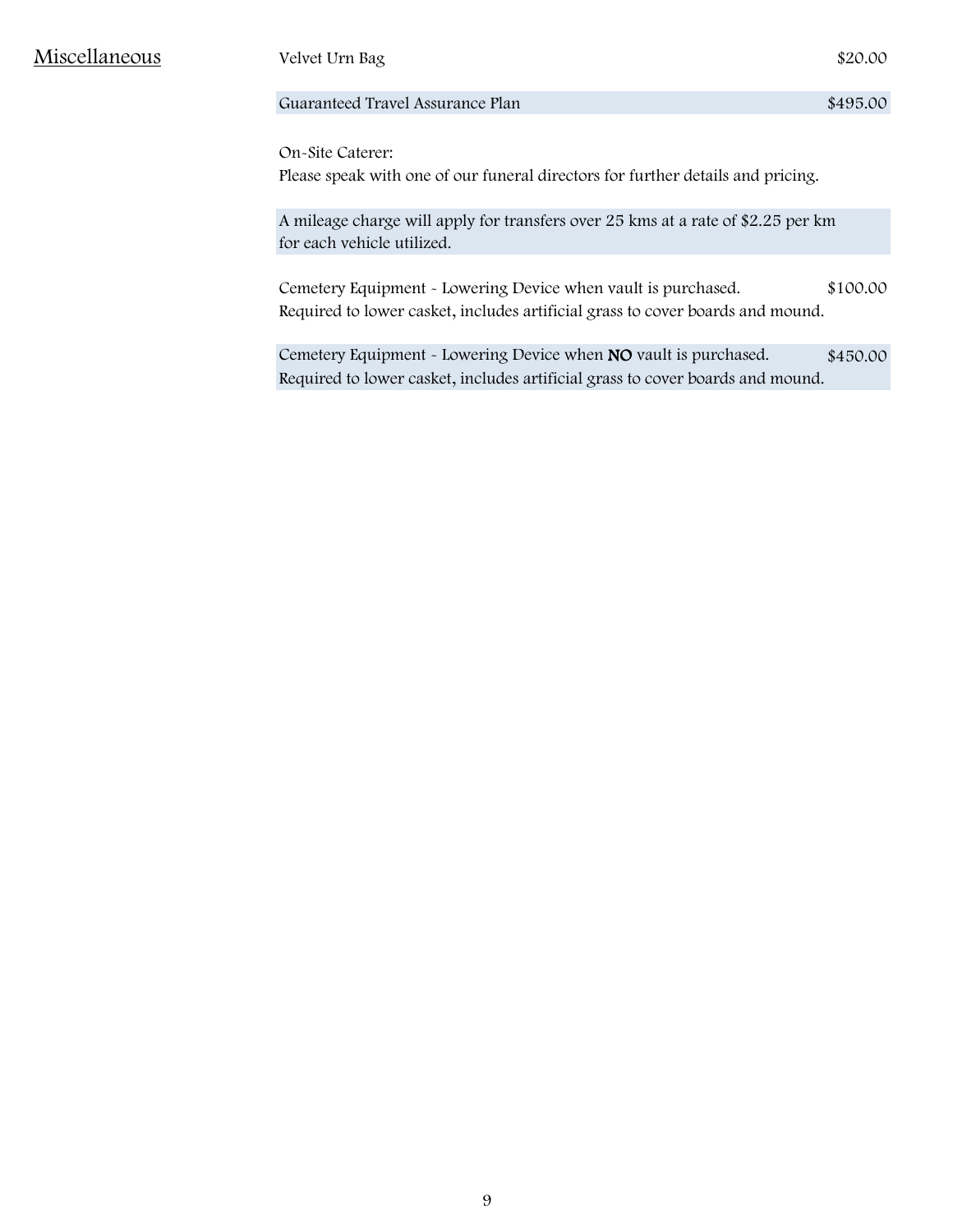## Miscellaneous

| Item | Price |
|---|---|
| Velvet Urn Bag | $20.00 |
| Guaranteed Travel Assurance Plan | $495.00 |

On-Site Caterer:
Please speak with one of our funeral directors for further details and pricing.

A mileage charge will apply for transfers over 25 kms at a rate of $2.25 per km for each vehicle utilized.

| Item | Price |
|---|---|
| Cemetery Equipment - Lowering Device when vault is purchased.<br>Required to lower casket, includes artificial grass to cover boards and mound. | $100.00 |
| Cemetery Equipment - Lowering Device when **NO** vault is purchased.<br>Required to lower casket, includes artificial grass to cover boards and mound. | $450.00 |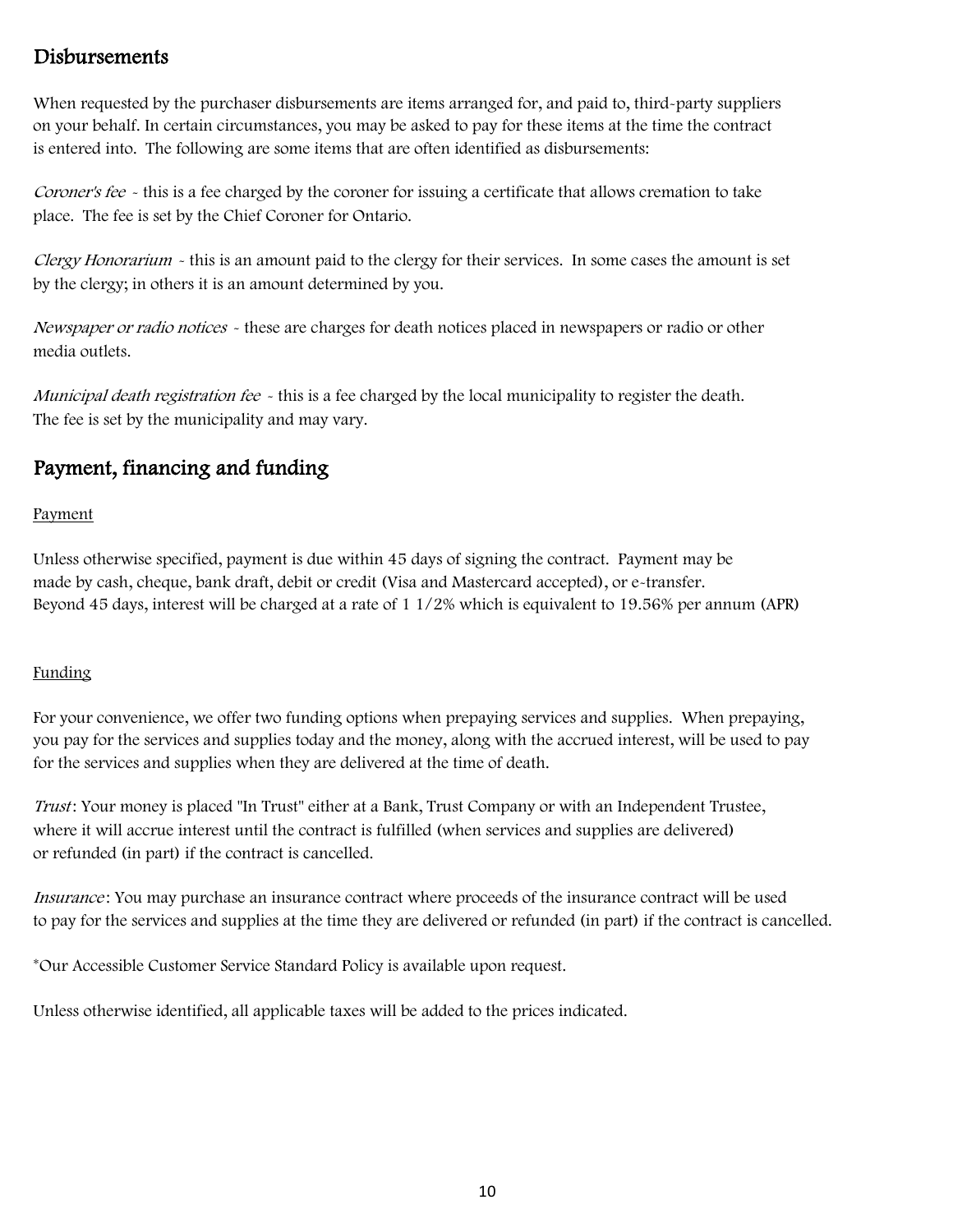## Disbursements

When requested by the purchaser disbursements are items arranged for, and paid to, third-party suppliers on your behalf. In certain circumstances, you may be asked to pay for these items at the time the contract is entered into. The following are some items that are often identified as disbursements:

*Coroner's fee* - this is a fee charged by the coroner for issuing a certificate that allows cremation to take place. The fee is set by the Chief Coroner for Ontario.

*Clergy Honorarium* - this is an amount paid to the clergy for their services. In some cases the amount is set by the clergy; in others it is an amount determined by you.

*Newspaper or radio notices* - these are charges for death notices placed in newspapers or radio or other media outlets.

*Municipal death registration fee* - this is a fee charged by the local municipality to register the death. The fee is set by the municipality and may vary.

## Payment, financing and funding

Payment

Unless otherwise specified, payment is due within 45 days of signing the contract. Payment may be made by cash, cheque, bank draft, debit or credit (Visa and Mastercard accepted), or e-transfer. Beyond 45 days, interest will be charged at a rate of 1 1/2% which is equivalent to 19.56% per annum (APR)

Funding

For your convenience, we offer two funding options when prepaying services and supplies. When prepaying, you pay for the services and supplies today and the money, along with the accrued interest, will be used to pay for the services and supplies when they are delivered at the time of death.

*Trust*: Your money is placed "In Trust" either at a Bank, Trust Company or with an Independent Trustee, where it will accrue interest until the contract is fulfilled (when services and supplies are delivered) or refunded (in part) if the contract is cancelled.

*Insurance*: You may purchase an insurance contract where proceeds of the insurance contract will be used to pay for the services and supplies at the time they are delivered or refunded (in part) if the contract is cancelled.

*Our Accessible Customer Service Standard Policy is available upon request.

Unless otherwise identified, all applicable taxes will be added to the prices indicated.